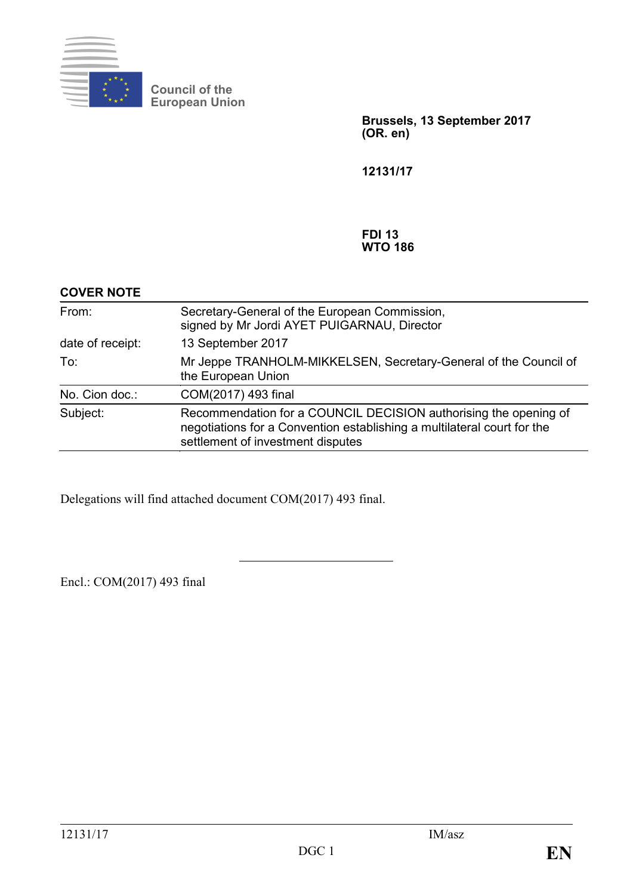Council of the
European Union

**Brussels, 13 September 2017**
**(OR. en)**

**12131/17**

**FDI 13**
**WTO 186**

**COVER NOTE**

| | |
|---|---|
| From: | Secretary-General of the European Commission, signed by Mr Jordi AYET PUIGARNAU, Director |
| date of receipt: | 13 September 2017 |
| To: | Mr Jeppe TRANHOLM-MIKKELSEN, Secretary-General of the Council of the European Union |
| No. Cion doc.: | COM(2017) 493 final |
| Subject: | Recommendation for a COUNCIL DECISION authorising the opening of negotiations for a Convention establishing a multilateral court for the settlement of investment disputes |

Delegations will find attached document COM(2017) 493 final.

---

Encl.: COM(2017) 493 final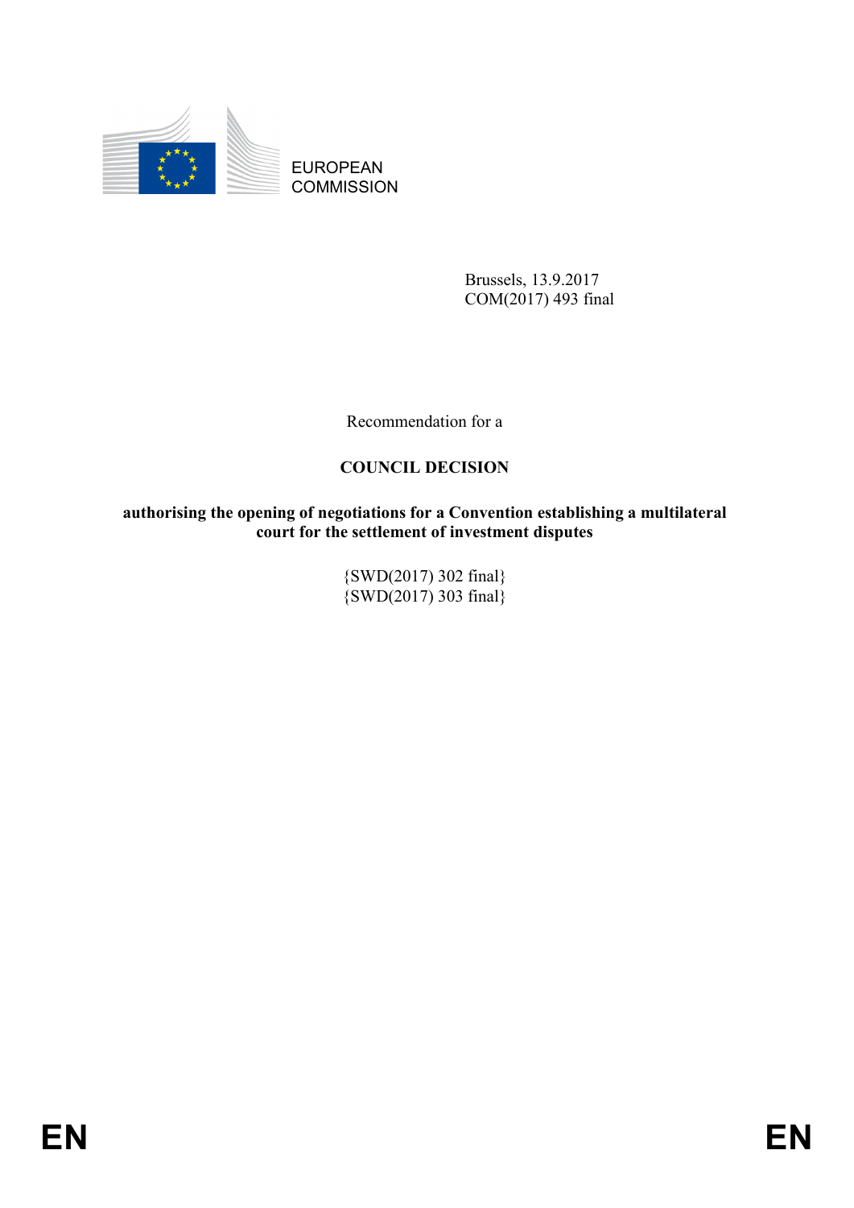EUROPEAN COMMISSION

Brussels, 13.9.2017
COM(2017) 493 final

Recommendation for a

**COUNCIL DECISION**

**authorising the opening of negotiations for a Convention establishing a multilateral court for the settlement of investment disputes**

{SWD(2017) 302 final}
{SWD(2017) 303 final}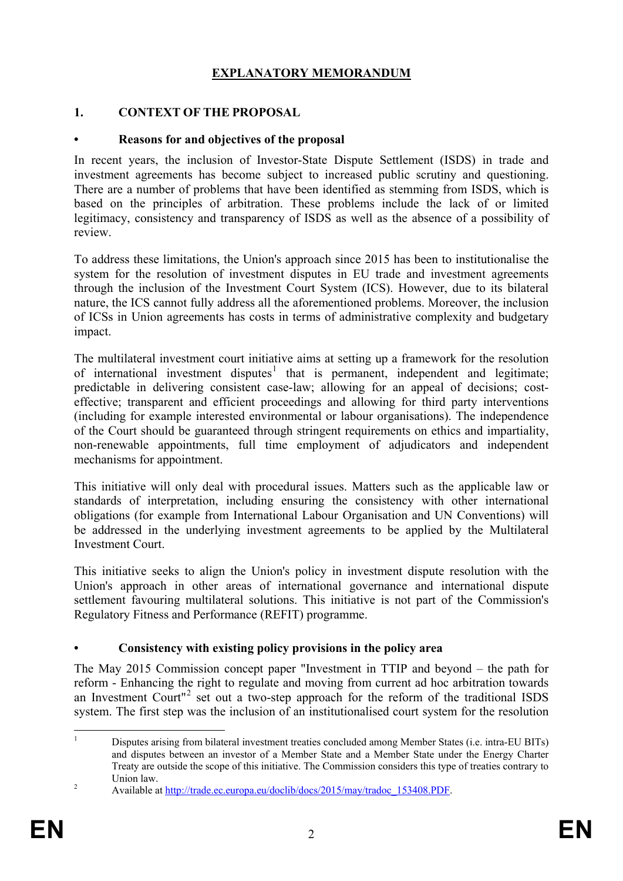# EXPLANATORY MEMORANDUM

## 1. CONTEXT OF THE PROPOSAL

### • Reasons for and objectives of the proposal

In recent years, the inclusion of Investor-State Dispute Settlement (ISDS) in trade and investment agreements has become subject to increased public scrutiny and questioning. There are a number of problems that have been identified as stemming from ISDS, which is based on the principles of arbitration. These problems include the lack of or limited legitimacy, consistency and transparency of ISDS as well as the absence of a possibility of review.

To address these limitations, the Union's approach since 2015 has been to institutionalise the system for the resolution of investment disputes in EU trade and investment agreements through the inclusion of the Investment Court System (ICS). However, due to its bilateral nature, the ICS cannot fully address all the aforementioned problems. Moreover, the inclusion of ICSs in Union agreements has costs in terms of administrative complexity and budgetary impact.

The multilateral investment court initiative aims at setting up a framework for the resolution of international investment disputes[1] that is permanent, independent and legitimate; predictable in delivering consistent case-law; allowing for an appeal of decisions; cost-effective; transparent and efficient proceedings and allowing for third party interventions (including for example interested environmental or labour organisations). The independence of the Court should be guaranteed through stringent requirements on ethics and impartiality, non-renewable appointments, full time employment of adjudicators and independent mechanisms for appointment.

This initiative will only deal with procedural issues. Matters such as the applicable law or standards of interpretation, including ensuring the consistency with other international obligations (for example from International Labour Organisation and UN Conventions) will be addressed in the underlying investment agreements to be applied by the Multilateral Investment Court.

This initiative seeks to align the Union's policy in investment dispute resolution with the Union's approach in other areas of international governance and international dispute settlement favouring multilateral solutions. This initiative is not part of the Commission's Regulatory Fitness and Performance (REFIT) programme.

### • Consistency with existing policy provisions in the policy area

The May 2015 Commission concept paper "Investment in TTIP and beyond – the path for reform - Enhancing the right to regulate and moving from current ad hoc arbitration towards an Investment Court"[2] set out a two-step approach for the reform of the traditional ISDS system. The first step was the inclusion of an institutionalised court system for the resolution

---

[1] Disputes arising from bilateral investment treaties concluded among Member States (i.e. intra-EU BITs) and disputes between an investor of a Member State and a Member State under the Energy Charter Treaty are outside the scope of this initiative. The Commission considers this type of treaties contrary to Union law.

[2] Available at http://trade.ec.europa.eu/doclib/docs/2015/may/tradoc_153408.PDF.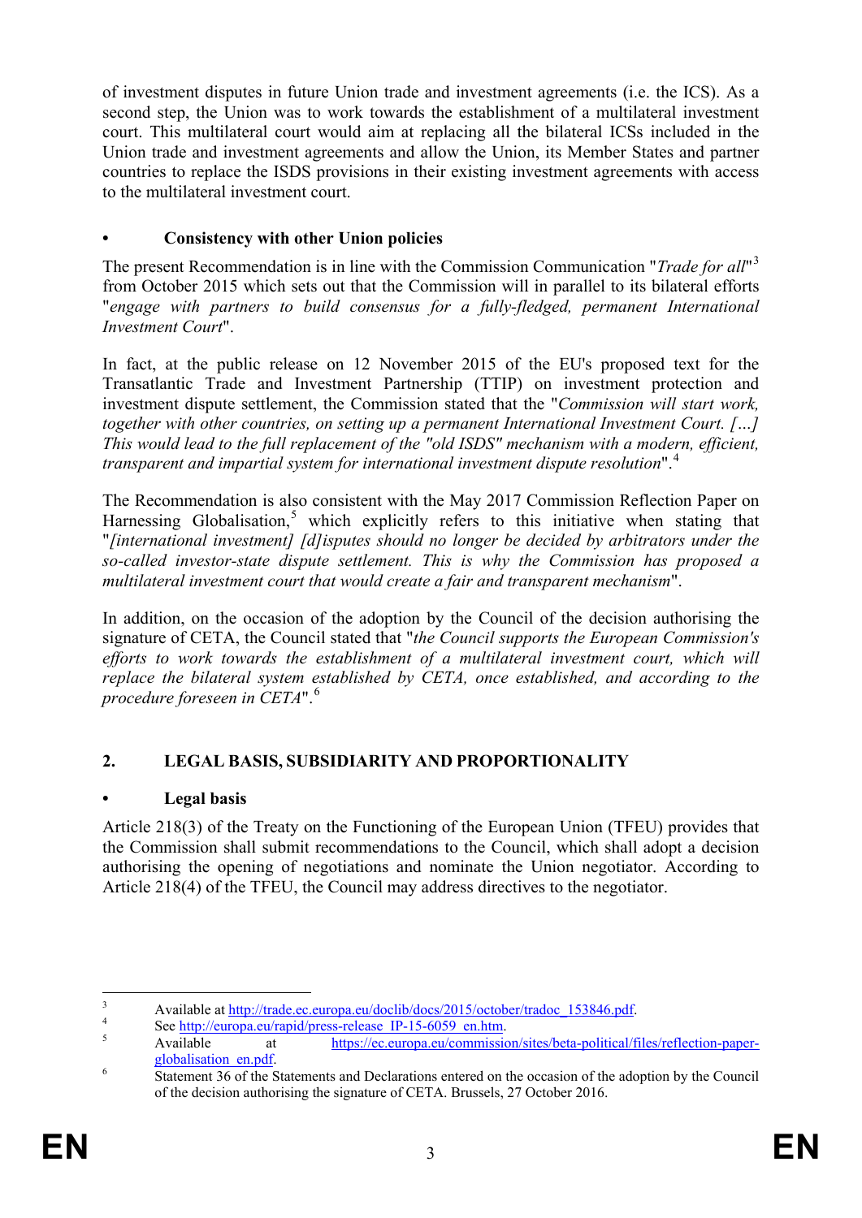of investment disputes in future Union trade and investment agreements (i.e. the ICS). As a second step, the Union was to work towards the establishment of a multilateral investment court. This multilateral court would aim at replacing all the bilateral ICSs included in the Union trade and investment agreements and allow the Union, its Member States and partner countries to replace the ISDS provisions in their existing investment agreements with access to the multilateral investment court.

- **Consistency with other Union policies**

The present Recommendation is in line with the Commission Communication "*Trade for all*"[3] from October 2015 which sets out that the Commission will in parallel to its bilateral efforts "*engage with partners to build consensus for a fully-fledged, permanent International Investment Court*".

In fact, at the public release on 12 November 2015 of the EU's proposed text for the Transatlantic Trade and Investment Partnership (TTIP) on investment protection and investment dispute settlement, the Commission stated that the "*Commission will start work, together with other countries, on setting up a permanent International Investment Court. […] This would lead to the full replacement of the "old ISDS" mechanism with a modern, efficient, transparent and impartial system for international investment dispute resolution*".[4]

The Recommendation is also consistent with the May 2017 Commission Reflection Paper on Harnessing Globalisation,[5] which explicitly refers to this initiative when stating that "*[international investment] [d]isputes should no longer be decided by arbitrators under the so-called investor-state dispute settlement. This is why the Commission has proposed a multilateral investment court that would create a fair and transparent mechanism*".

In addition, on the occasion of the adoption by the Council of the decision authorising the signature of CETA, the Council stated that "*the Council supports the European Commission's efforts to work towards the establishment of a multilateral investment court, which will replace the bilateral system established by CETA, once established, and according to the procedure foreseen in CETA*".[6]

## 2. LEGAL BASIS, SUBSIDIARITY AND PROPORTIONALITY

- **Legal basis**

Article 218(3) of the Treaty on the Functioning of the European Union (TFEU) provides that the Commission shall submit recommendations to the Council, which shall adopt a decision authorising the opening of negotiations and nominate the Union negotiator. According to Article 218(4) of the TFEU, the Council may address directives to the negotiator.

---

[3] Available at http://trade.ec.europa.eu/doclib/docs/2015/october/tradoc_153846.pdf.

[4] See http://europa.eu/rapid/press-release_IP-15-6059_en.htm.

[5] Available at https://ec.europa.eu/commission/sites/beta-political/files/reflection-paper-globalisation_en.pdf.

[6] Statement 36 of the Statements and Declarations entered on the occasion of the adoption by the Council of the decision authorising the signature of CETA. Brussels, 27 October 2016.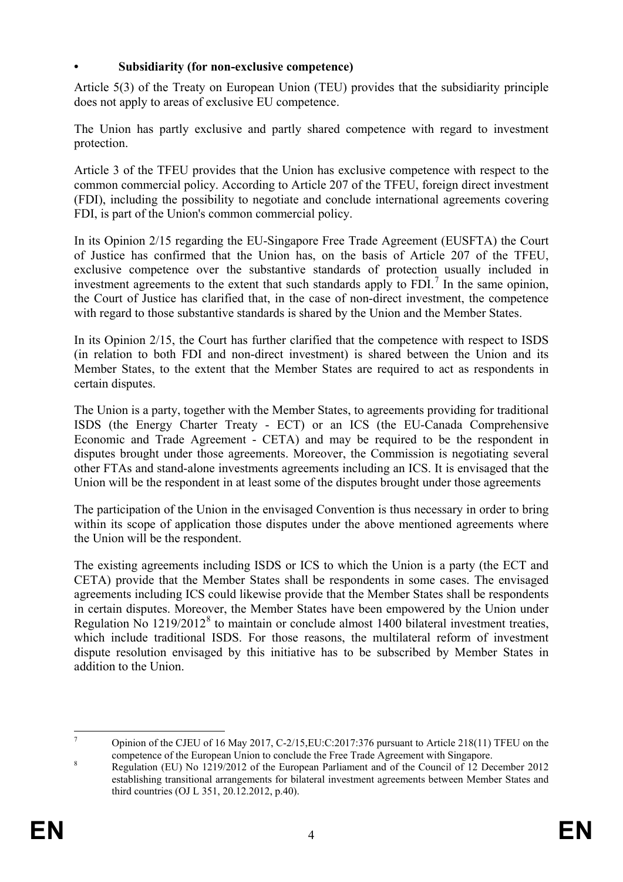- **Subsidiarity (for non-exclusive competence)**

Article 5(3) of the Treaty on European Union (TEU) provides that the subsidiarity principle does not apply to areas of exclusive EU competence.

The Union has partly exclusive and partly shared competence with regard to investment protection.

Article 3 of the TFEU provides that the Union has exclusive competence with respect to the common commercial policy. According to Article 207 of the TFEU, foreign direct investment (FDI), including the possibility to negotiate and conclude international agreements covering FDI, is part of the Union's common commercial policy.

In its Opinion 2/15 regarding the EU-Singapore Free Trade Agreement (EUSFTA) the Court of Justice has confirmed that the Union has, on the basis of Article 207 of the TFEU, exclusive competence over the substantive standards of protection usually included in investment agreements to the extent that such standards apply to FDI.[7] In the same opinion, the Court of Justice has clarified that, in the case of non-direct investment, the competence with regard to those substantive standards is shared by the Union and the Member States.

In its Opinion 2/15, the Court has further clarified that the competence with respect to ISDS (in relation to both FDI and non-direct investment) is shared between the Union and its Member States, to the extent that the Member States are required to act as respondents in certain disputes.

The Union is a party, together with the Member States, to agreements providing for traditional ISDS (the Energy Charter Treaty - ECT) or an ICS (the EU-Canada Comprehensive Economic and Trade Agreement - CETA) and may be required to be the respondent in disputes brought under those agreements. Moreover, the Commission is negotiating several other FTAs and stand-alone investments agreements including an ICS. It is envisaged that the Union will be the respondent in at least some of the disputes brought under those agreements

The participation of the Union in the envisaged Convention is thus necessary in order to bring within its scope of application those disputes under the above mentioned agreements where the Union will be the respondent.

The existing agreements including ISDS or ICS to which the Union is a party (the ECT and CETA) provide that the Member States shall be respondents in some cases. The envisaged agreements including ICS could likewise provide that the Member States shall be respondents in certain disputes. Moreover, the Member States have been empowered by the Union under Regulation No 1219/2012[8] to maintain or conclude almost 1400 bilateral investment treaties, which include traditional ISDS. For those reasons, the multilateral reform of investment dispute resolution envisaged by this initiative has to be subscribed by Member States in addition to the Union.

---

[7] Opinion of the CJEU of 16 May 2017, C-2/15,EU:C:2017:376 pursuant to Article 218(11) TFEU on the competence of the European Union to conclude the Free Trade Agreement with Singapore.

[8] Regulation (EU) No 1219/2012 of the European Parliament and of the Council of 12 December 2012 establishing transitional arrangements for bilateral investment agreements between Member States and third countries (OJ L 351, 20.12.2012, p.40).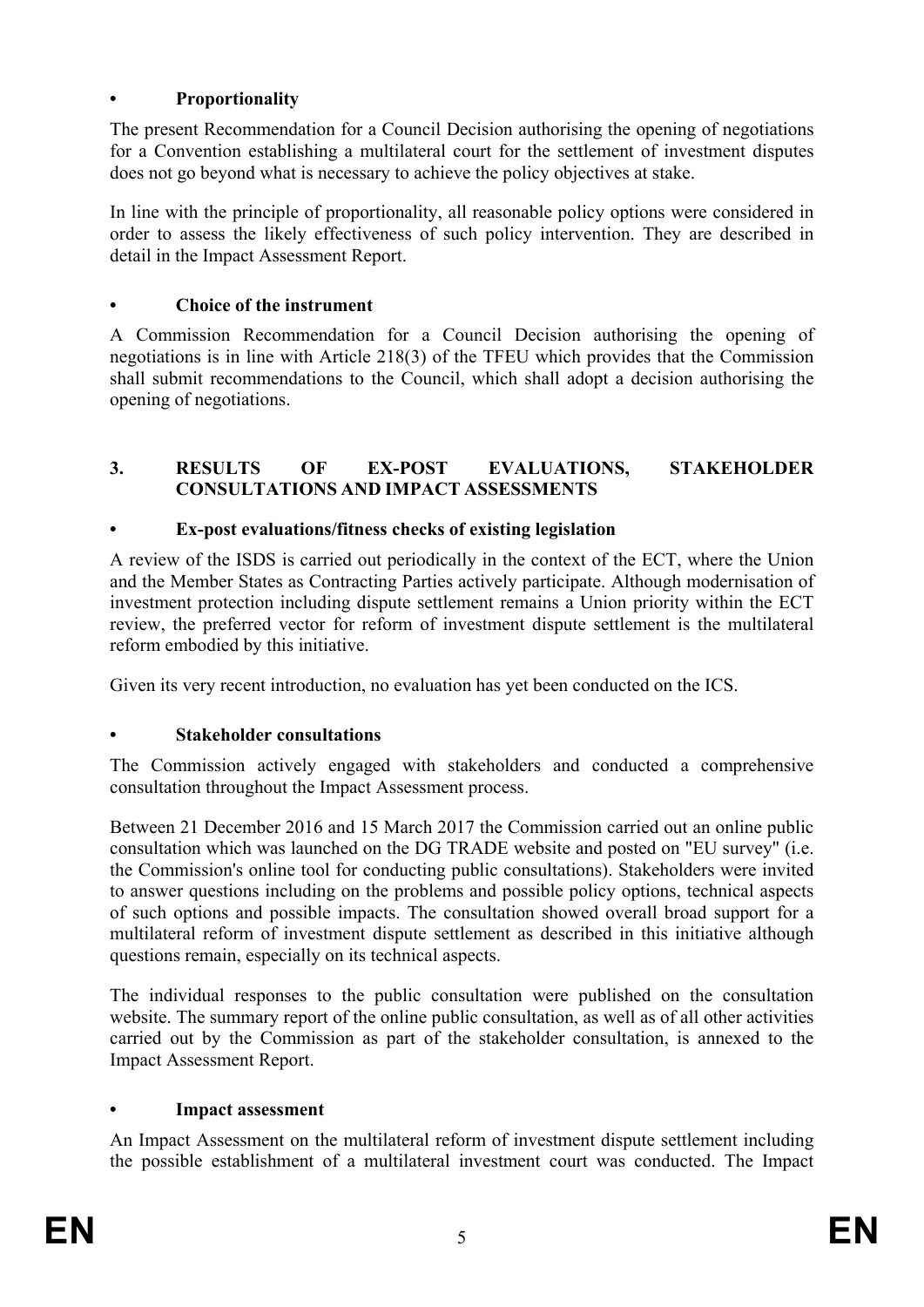- **Proportionality**

The present Recommendation for a Council Decision authorising the opening of negotiations for a Convention establishing a multilateral court for the settlement of investment disputes does not go beyond what is necessary to achieve the policy objectives at stake.

In line with the principle of proportionality, all reasonable policy options were considered in order to assess the likely effectiveness of such policy intervention. They are described in detail in the Impact Assessment Report.

- **Choice of the instrument**

A Commission Recommendation for a Council Decision authorising the opening of negotiations is in line with Article 218(3) of the TFEU which provides that the Commission shall submit recommendations to the Council, which shall adopt a decision authorising the opening of negotiations.

## 3. RESULTS OF EX-POST EVALUATIONS, STAKEHOLDER CONSULTATIONS AND IMPACT ASSESSMENTS

- **Ex-post evaluations/fitness checks of existing legislation**

A review of the ISDS is carried out periodically in the context of the ECT, where the Union and the Member States as Contracting Parties actively participate. Although modernisation of investment protection including dispute settlement remains a Union priority within the ECT review, the preferred vector for reform of investment dispute settlement is the multilateral reform embodied by this initiative.

Given its very recent introduction, no evaluation has yet been conducted on the ICS.

- **Stakeholder consultations**

The Commission actively engaged with stakeholders and conducted a comprehensive consultation throughout the Impact Assessment process.

Between 21 December 2016 and 15 March 2017 the Commission carried out an online public consultation which was launched on the DG TRADE website and posted on "EU survey" (i.e. the Commission's online tool for conducting public consultations). Stakeholders were invited to answer questions including on the problems and possible policy options, technical aspects of such options and possible impacts. The consultation showed overall broad support for a multilateral reform of investment dispute settlement as described in this initiative although questions remain, especially on its technical aspects.

The individual responses to the public consultation were published on the consultation website. The summary report of the online public consultation, as well as of all other activities carried out by the Commission as part of the stakeholder consultation, is annexed to the Impact Assessment Report.

- **Impact assessment**

An Impact Assessment on the multilateral reform of investment dispute settlement including the possible establishment of a multilateral investment court was conducted. The Impact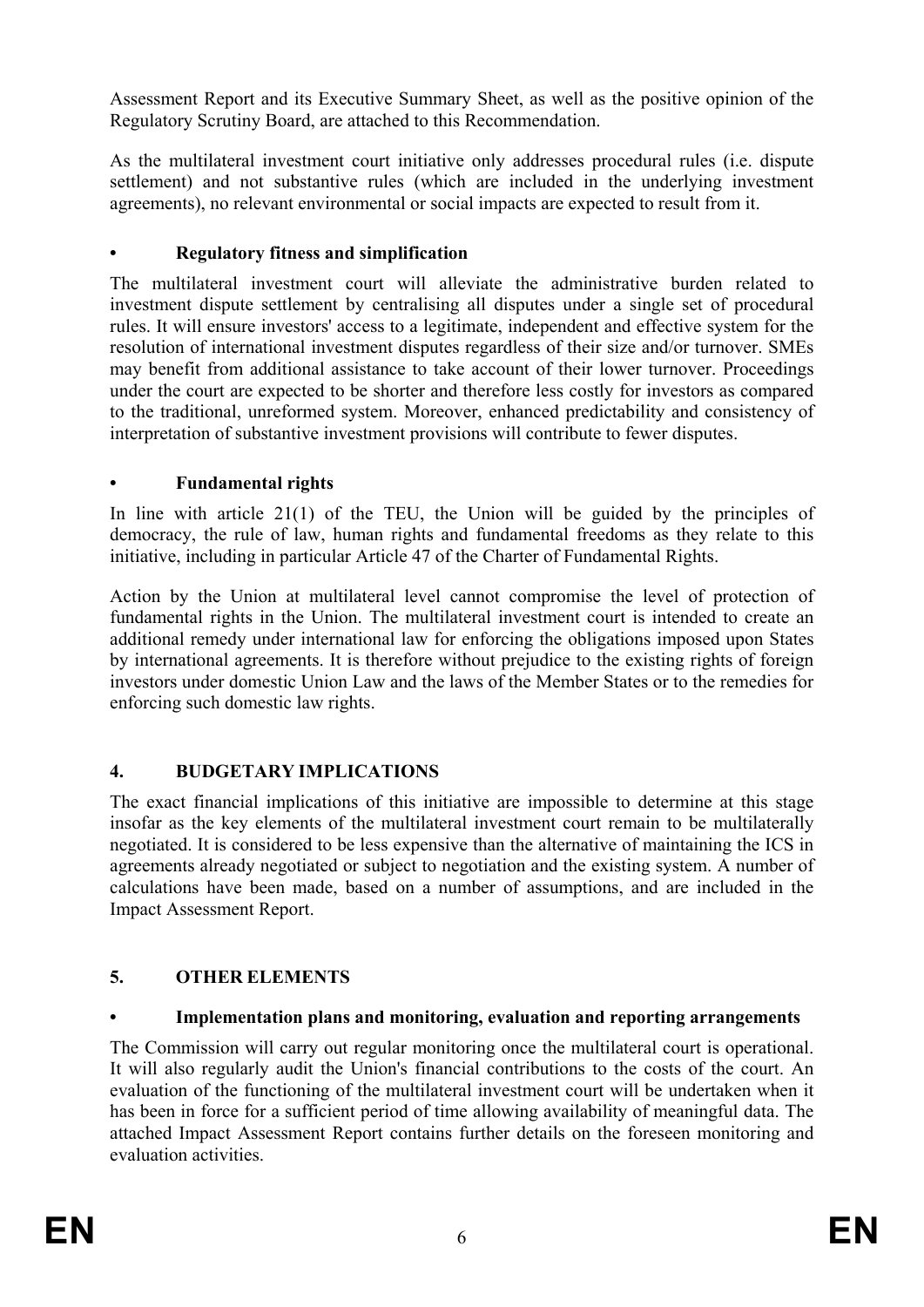Assessment Report and its Executive Summary Sheet, as well as the positive opinion of the Regulatory Scrutiny Board, are attached to this Recommendation.

As the multilateral investment court initiative only addresses procedural rules (i.e. dispute settlement) and not substantive rules (which are included in the underlying investment agreements), no relevant environmental or social impacts are expected to result from it.

### • Regulatory fitness and simplification

The multilateral investment court will alleviate the administrative burden related to investment dispute settlement by centralising all disputes under a single set of procedural rules. It will ensure investors' access to a legitimate, independent and effective system for the resolution of international investment disputes regardless of their size and/or turnover. SMEs may benefit from additional assistance to take account of their lower turnover. Proceedings under the court are expected to be shorter and therefore less costly for investors as compared to the traditional, unreformed system. Moreover, enhanced predictability and consistency of interpretation of substantive investment provisions will contribute to fewer disputes.

### • Fundamental rights

In line with article 21(1) of the TEU, the Union will be guided by the principles of democracy, the rule of law, human rights and fundamental freedoms as they relate to this initiative, including in particular Article 47 of the Charter of Fundamental Rights.

Action by the Union at multilateral level cannot compromise the level of protection of fundamental rights in the Union. The multilateral investment court is intended to create an additional remedy under international law for enforcing the obligations imposed upon States by international agreements. It is therefore without prejudice to the existing rights of foreign investors under domestic Union Law and the laws of the Member States or to the remedies for enforcing such domestic law rights.

## 4. BUDGETARY IMPLICATIONS

The exact financial implications of this initiative are impossible to determine at this stage insofar as the key elements of the multilateral investment court remain to be multilaterally negotiated. It is considered to be less expensive than the alternative of maintaining the ICS in agreements already negotiated or subject to negotiation and the existing system. A number of calculations have been made, based on a number of assumptions, and are included in the Impact Assessment Report.

## 5. OTHER ELEMENTS

### • Implementation plans and monitoring, evaluation and reporting arrangements

The Commission will carry out regular monitoring once the multilateral court is operational. It will also regularly audit the Union's financial contributions to the costs of the court. An evaluation of the functioning of the multilateral investment court will be undertaken when it has been in force for a sufficient period of time allowing availability of meaningful data. The attached Impact Assessment Report contains further details on the foreseen monitoring and evaluation activities.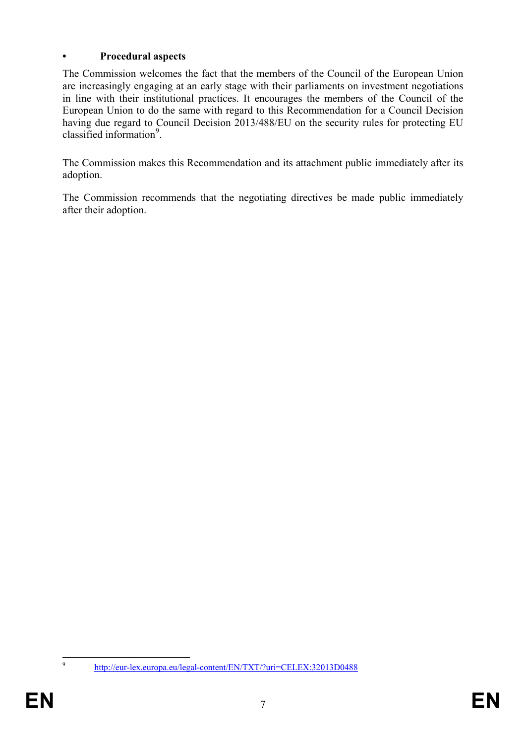- **Procedural aspects**

The Commission welcomes the fact that the members of the Council of the European Union are increasingly engaging at an early stage with their parliaments on investment negotiations in line with their institutional practices. It encourages the members of the Council of the European Union to do the same with regard to this Recommendation for a Council Decision having due regard to Council Decision 2013/488/EU on the security rules for protecting EU classified information[9].

The Commission makes this Recommendation and its attachment public immediately after its adoption.

The Commission recommends that the negotiating directives be made public immediately after their adoption.

---

[9] http://eur-lex.europa.eu/legal-content/EN/TXT/?uri=CELEX:32013D0488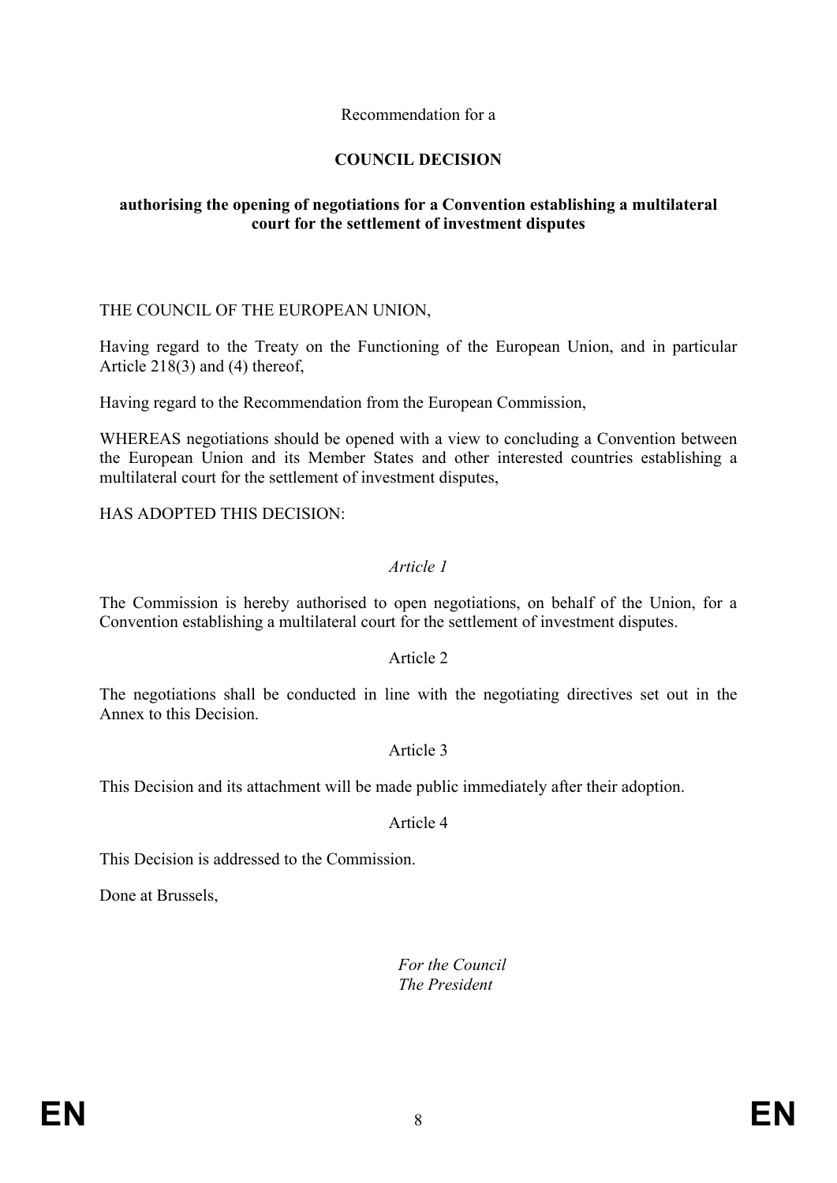Recommendation for a

**COUNCIL DECISION**

**authorising the opening of negotiations for a Convention establishing a multilateral court for the settlement of investment disputes**

THE COUNCIL OF THE EUROPEAN UNION,

Having regard to the Treaty on the Functioning of the European Union, and in particular Article 218(3) and (4) thereof,

Having regard to the Recommendation from the European Commission,

WHEREAS negotiations should be opened with a view to concluding a Convention between the European Union and its Member States and other interested countries establishing a multilateral court for the settlement of investment disputes,

HAS ADOPTED THIS DECISION:

*Article 1*

The Commission is hereby authorised to open negotiations, on behalf of the Union, for a Convention establishing a multilateral court for the settlement of investment disputes.

Article 2

The negotiations shall be conducted in line with the negotiating directives set out in the Annex to this Decision.

Article 3

This Decision and its attachment will be made public immediately after their adoption.

Article 4

This Decision is addressed to the Commission.

Done at Brussels,

*For the Council*
*The President*